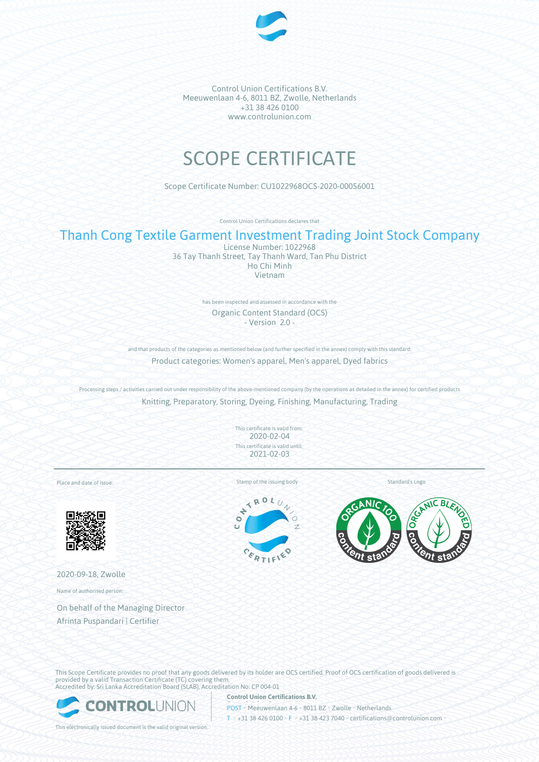Control Union Certifications B.V.
Meeuwenlaan 4-6, 8011 BZ, Zwolle, Netherlands
+31 38 426 0100
www.controlunion.com

# SCOPE CERTIFICATE

Scope Certificate Number: CU1022968OCS-2020-00056001

Control Union Certifications declares that

## Thanh Cong Textile Garment Investment Trading Joint Stock Company

License Number: 1022968
36 Tay Thanh Street, Tay Thanh Ward, Tan Phu District
Ho Chi Minh
Vietnam

has been inspected and assessed in accordance with the

Organic Content Standard (OCS)
\- Version 2.0 -

and that products of the categories as mentioned below (and further specified in the annex) comply with this standard:

Product categories: Women's apparel, Men's apparel, Dyed fabrics

Processing steps / activities carried out under responsibility of the above-mentioned company (by the operations as detailed in the annex) for certified products

Knitting, Preparatory, Storing, Dyeing, Finishing, Manufacturing, Trading

This certificate is valid from:
2020-02-04
This certificate is valid until:
2021-02-03

Place and date of issue:

2020-09-18, Zwolle

Name of authorised person:

On behalf of the Managing Director
Afrinta Puspandari | Certifier

Stamp of the issuing body

Standard's Logo

This Scope Certificate provides no proof that any goods delivered by its holder are OCS certified. Proof of OCS certification of goods delivered is provided by a valid Transaction Certificate (TC) covering them.
Accredited by: Sri Lanka Accreditation Board (SLAB), Accreditation No: CP 004-01

This electronically issued document is the valid original version.

**Control Union Certifications B.V.**
POST • Meeuwenlaan 4-6 • 8011 BZ • Zwolle • Netherlands
T • +31 38 426 0100 • F • +31 38 423 7040 • certifications@controlunion.com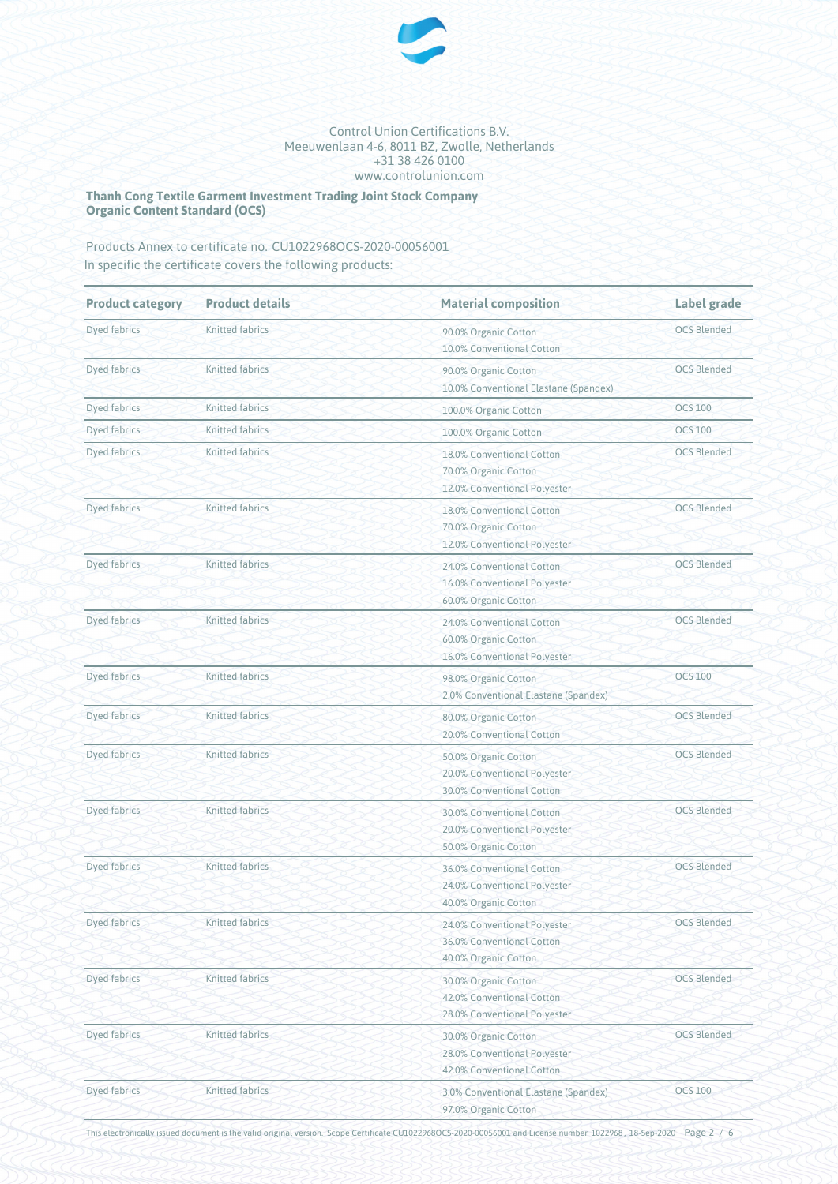Control Union Certifications B.V.
Meeuwenlaan 4-6, 8011 BZ, Zwolle, Netherlands
+31 38 426 0100
www.controlunion.com

**Thanh Cong Textile Garment Investment Trading Joint Stock Company**
**Organic Content Standard (OCS)**

Products Annex to certificate no. CU1022968OCS-2020-00056001
In specific the certificate covers the following products:

| Product category | Product details | Material composition | Label grade |
|---|---|---|---|
| Dyed fabrics | Knitted fabrics | 90.0% Organic Cotton<br>10.0% Conventional Cotton | OCS Blended |
| Dyed fabrics | Knitted fabrics | 90.0% Organic Cotton<br>10.0% Conventional Elastane (Spandex) | OCS Blended |
| Dyed fabrics | Knitted fabrics | 100.0% Organic Cotton | OCS 100 |
| Dyed fabrics | Knitted fabrics | 100.0% Organic Cotton | OCS 100 |
| Dyed fabrics | Knitted fabrics | 18.0% Conventional Cotton<br>70.0% Organic Cotton<br>12.0% Conventional Polyester | OCS Blended |
| Dyed fabrics | Knitted fabrics | 18.0% Conventional Cotton<br>70.0% Organic Cotton<br>12.0% Conventional Polyester | OCS Blended |
| Dyed fabrics | Knitted fabrics | 24.0% Conventional Cotton<br>16.0% Conventional Polyester<br>60.0% Organic Cotton | OCS Blended |
| Dyed fabrics | Knitted fabrics | 24.0% Conventional Cotton<br>60.0% Organic Cotton<br>16.0% Conventional Polyester | OCS Blended |
| Dyed fabrics | Knitted fabrics | 98.0% Organic Cotton<br>2.0% Conventional Elastane (Spandex) | OCS 100 |
| Dyed fabrics | Knitted fabrics | 80.0% Organic Cotton<br>20.0% Conventional Cotton | OCS Blended |
| Dyed fabrics | Knitted fabrics | 50.0% Organic Cotton<br>20.0% Conventional Polyester<br>30.0% Conventional Cotton | OCS Blended |
| Dyed fabrics | Knitted fabrics | 30.0% Conventional Cotton<br>20.0% Conventional Polyester<br>50.0% Organic Cotton | OCS Blended |
| Dyed fabrics | Knitted fabrics | 36.0% Conventional Cotton<br>24.0% Conventional Polyester<br>40.0% Organic Cotton | OCS Blended |
| Dyed fabrics | Knitted fabrics | 24.0% Conventional Polyester<br>36.0% Conventional Cotton<br>40.0% Organic Cotton | OCS Blended |
| Dyed fabrics | Knitted fabrics | 30.0% Organic Cotton<br>42.0% Conventional Cotton<br>28.0% Conventional Polyester | OCS Blended |
| Dyed fabrics | Knitted fabrics | 30.0% Organic Cotton<br>28.0% Conventional Polyester<br>42.0% Conventional Cotton | OCS Blended |
| Dyed fabrics | Knitted fabrics | 3.0% Conventional Elastane (Spandex)<br>97.0% Organic Cotton | OCS 100 |

This electronically issued document is the valid original version. Scope Certificate CU1022968OCS-2020-00056001 and License number 1022968, 18-Sep-2020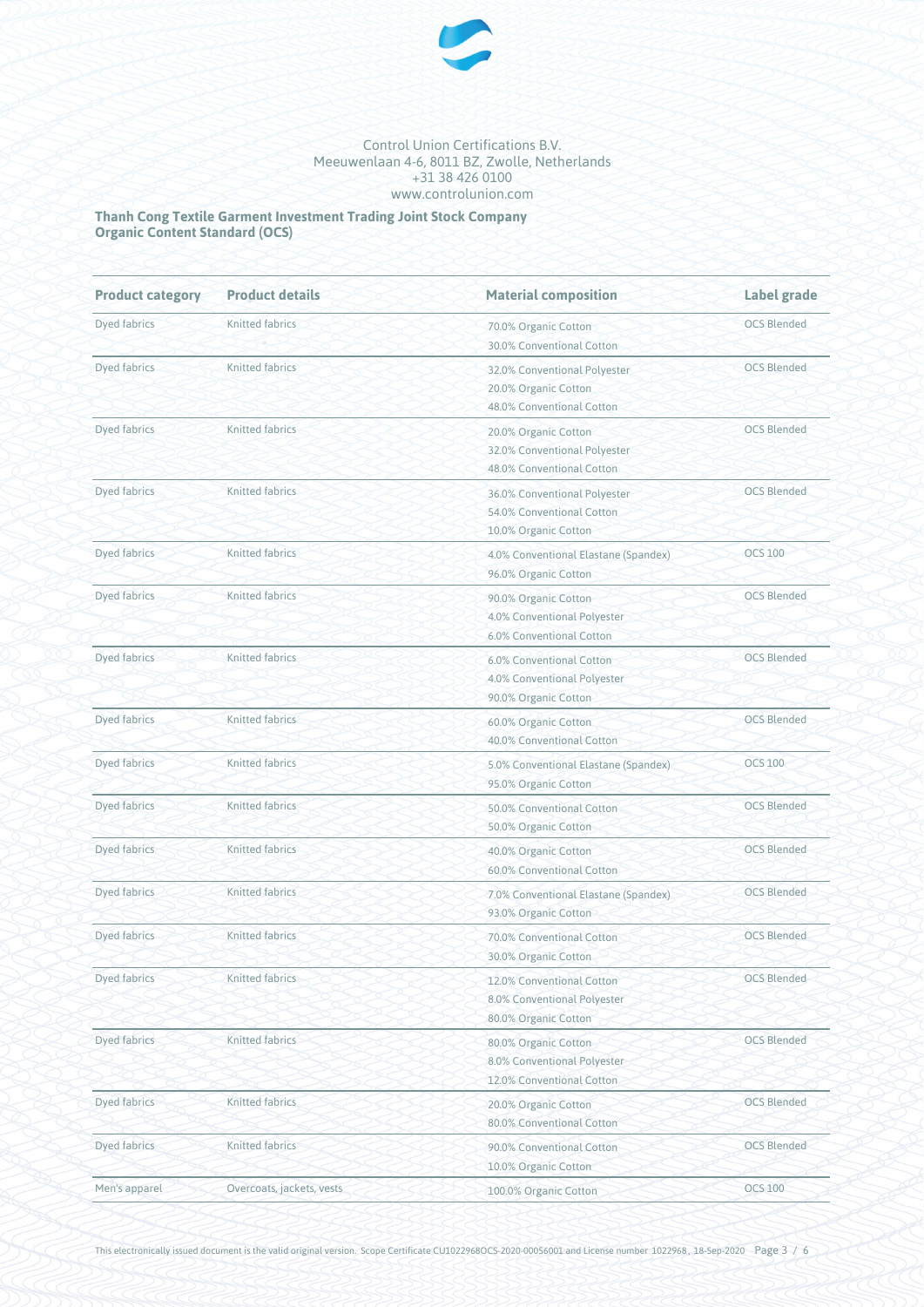Control Union Certifications B.V.
Meeuwenlaan 4-6, 8011 BZ, Zwolle, Netherlands
+31 38 426 0100
www.controlunion.com

**Thanh Cong Textile Garment Investment Trading Joint Stock Company**
**Organic Content Standard (OCS)**

| Product category | Product details | Material composition | Label grade |
|---|---|---|---|
| Dyed fabrics | Knitted fabrics | 70.0% Organic Cotton<br>30.0% Conventional Cotton | OCS Blended |
| Dyed fabrics | Knitted fabrics | 32.0% Conventional Polyester<br>20.0% Organic Cotton<br>48.0% Conventional Cotton | OCS Blended |
| Dyed fabrics | Knitted fabrics | 20.0% Organic Cotton<br>32.0% Conventional Polyester<br>48.0% Conventional Cotton | OCS Blended |
| Dyed fabrics | Knitted fabrics | 36.0% Conventional Polyester<br>54.0% Conventional Cotton<br>10.0% Organic Cotton | OCS Blended |
| Dyed fabrics | Knitted fabrics | 4.0% Conventional Elastane (Spandex)<br>96.0% Organic Cotton | OCS 100 |
| Dyed fabrics | Knitted fabrics | 90.0% Organic Cotton<br>4.0% Conventional Polyester<br>6.0% Conventional Cotton | OCS Blended |
| Dyed fabrics | Knitted fabrics | 6.0% Conventional Cotton<br>4.0% Conventional Polyester<br>90.0% Organic Cotton | OCS Blended |
| Dyed fabrics | Knitted fabrics | 60.0% Organic Cotton<br>40.0% Conventional Cotton | OCS Blended |
| Dyed fabrics | Knitted fabrics | 5.0% Conventional Elastane (Spandex)<br>95.0% Organic Cotton | OCS 100 |
| Dyed fabrics | Knitted fabrics | 50.0% Conventional Cotton<br>50.0% Organic Cotton | OCS Blended |
| Dyed fabrics | Knitted fabrics | 40.0% Organic Cotton<br>60.0% Conventional Cotton | OCS Blended |
| Dyed fabrics | Knitted fabrics | 7.0% Conventional Elastane (Spandex)<br>93.0% Organic Cotton | OCS Blended |
| Dyed fabrics | Knitted fabrics | 70.0% Conventional Cotton<br>30.0% Organic Cotton | OCS Blended |
| Dyed fabrics | Knitted fabrics | 12.0% Conventional Cotton<br>8.0% Conventional Polyester<br>80.0% Organic Cotton | OCS Blended |
| Dyed fabrics | Knitted fabrics | 80.0% Organic Cotton<br>8.0% Conventional Polyester<br>12.0% Conventional Cotton | OCS Blended |
| Dyed fabrics | Knitted fabrics | 20.0% Organic Cotton<br>80.0% Conventional Cotton | OCS Blended |
| Dyed fabrics | Knitted fabrics | 90.0% Conventional Cotton<br>10.0% Organic Cotton | OCS Blended |
| Men's apparel | Overcoats, jackets, vests | 100.0% Organic Cotton | OCS 100 |

This electronically issued document is the valid original version. Scope Certificate CU1022968OCS-2020-00056001 and License number 1022968, 18-Sep-2020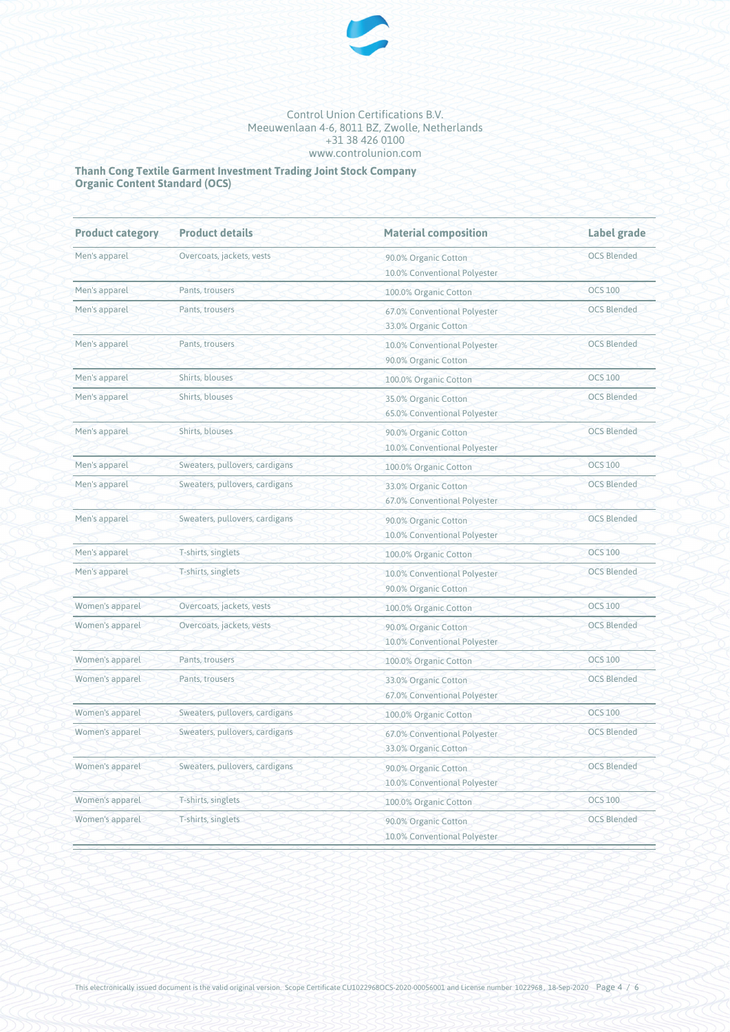Control Union Certifications B.V.
Meeuwenlaan 4-6, 8011 BZ, Zwolle, Netherlands
+31 38 426 0100
www.controlunion.com

**Thanh Cong Textile Garment Investment Trading Joint Stock Company**
**Organic Content Standard (OCS)**

| Product category | Product details | Material composition | Label grade |
|---|---|---|---|
| Men's apparel | Overcoats, jackets, vests | 90.0% Organic Cotton<br>10.0% Conventional Polyester | OCS Blended |
| Men's apparel | Pants, trousers | 100.0% Organic Cotton | OCS 100 |
| Men's apparel | Pants, trousers | 67.0% Conventional Polyester<br>33.0% Organic Cotton | OCS Blended |
| Men's apparel | Pants, trousers | 10.0% Conventional Polyester<br>90.0% Organic Cotton | OCS Blended |
| Men's apparel | Shirts, blouses | 100.0% Organic Cotton | OCS 100 |
| Men's apparel | Shirts, blouses | 35.0% Organic Cotton<br>65.0% Conventional Polyester | OCS Blended |
| Men's apparel | Shirts, blouses | 90.0% Organic Cotton<br>10.0% Conventional Polyester | OCS Blended |
| Men's apparel | Sweaters, pullovers, cardigans | 100.0% Organic Cotton | OCS 100 |
| Men's apparel | Sweaters, pullovers, cardigans | 33.0% Organic Cotton<br>67.0% Conventional Polyester | OCS Blended |
| Men's apparel | Sweaters, pullovers, cardigans | 90.0% Organic Cotton<br>10.0% Conventional Polyester | OCS Blended |
| Men's apparel | T-shirts, singlets | 100.0% Organic Cotton | OCS 100 |
| Men's apparel | T-shirts, singlets | 10.0% Conventional Polyester<br>90.0% Organic Cotton | OCS Blended |
| Women's apparel | Overcoats, jackets, vests | 100.0% Organic Cotton | OCS 100 |
| Women's apparel | Overcoats, jackets, vests | 90.0% Organic Cotton<br>10.0% Conventional Polyester | OCS Blended |
| Women's apparel | Pants, trousers | 100.0% Organic Cotton | OCS 100 |
| Women's apparel | Pants, trousers | 33.0% Organic Cotton<br>67.0% Conventional Polyester | OCS Blended |
| Women's apparel | Sweaters, pullovers, cardigans | 100.0% Organic Cotton | OCS 100 |
| Women's apparel | Sweaters, pullovers, cardigans | 67.0% Conventional Polyester<br>33.0% Organic Cotton | OCS Blended |
| Women's apparel | Sweaters, pullovers, cardigans | 90.0% Organic Cotton<br>10.0% Conventional Polyester | OCS Blended |
| Women's apparel | T-shirts, singlets | 100.0% Organic Cotton | OCS 100 |
| Women's apparel | T-shirts, singlets | 90.0% Organic Cotton<br>10.0% Conventional Polyester | OCS Blended |

This electronically issued document is the valid original version. Scope Certificate CU1022968OCS-2020-00056001 and License number 1022968, 18-Sep-2020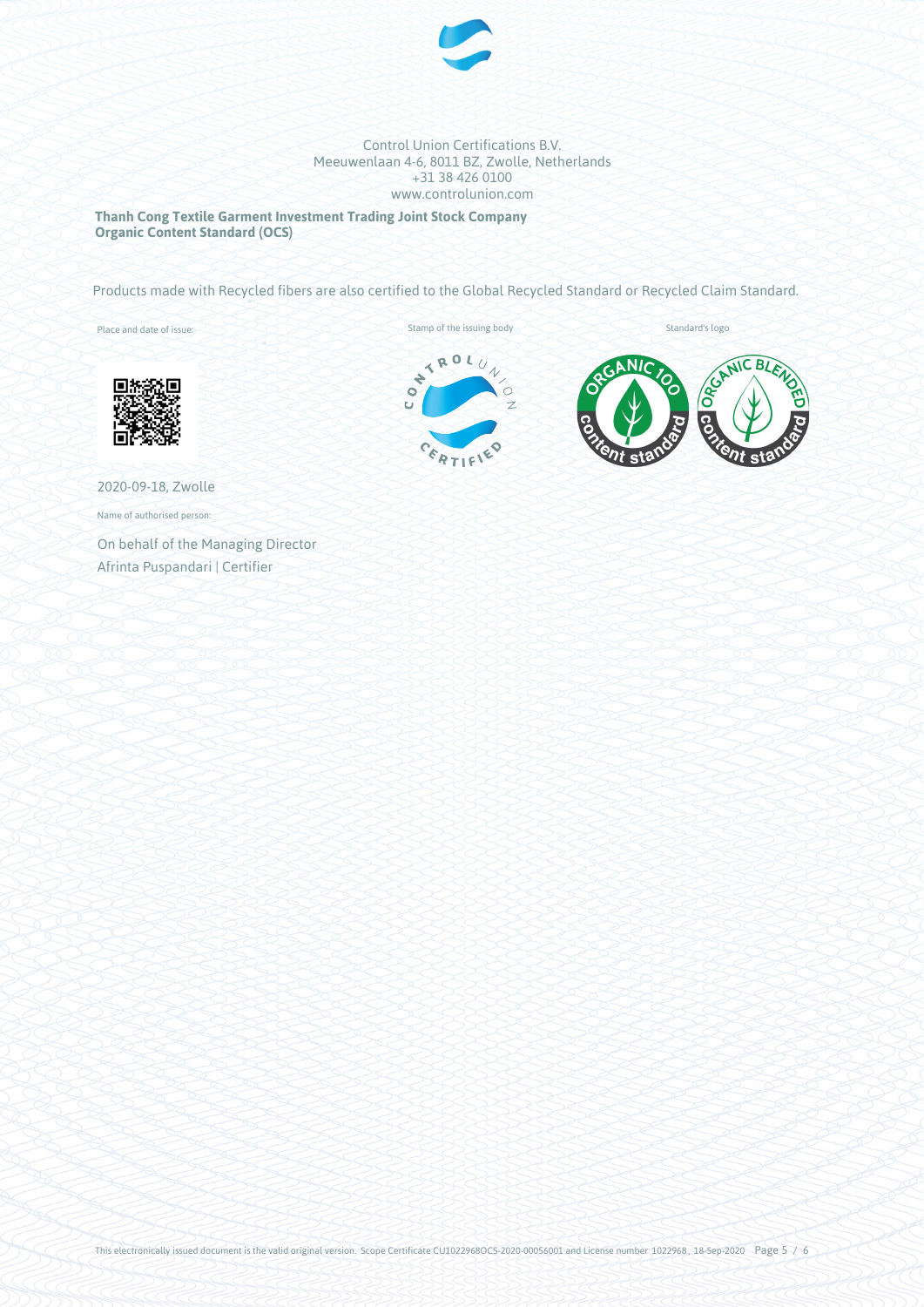Control Union Certifications B.V.
Meeuwenlaan 4-6, 8011 BZ, Zwolle, Netherlands
+31 38 426 0100
www.controlunion.com

**Thanh Cong Textile Garment Investment Trading Joint Stock Company**
**Organic Content Standard (OCS)**

Products made with Recycled fibers are also certified to the Global Recycled Standard or Recycled Claim Standard.

Place and date of issue:

2020-09-18, Zwolle

Stamp of the issuing body

Standard's logo

Name of authorised person:

On behalf of the Managing Director
Afrinta Puspandari | Certifier

This electronically issued document is the valid original version. Scope Certificate CU1022968OCS-2020-00056001 and License number 1022968, 18-Sep-2020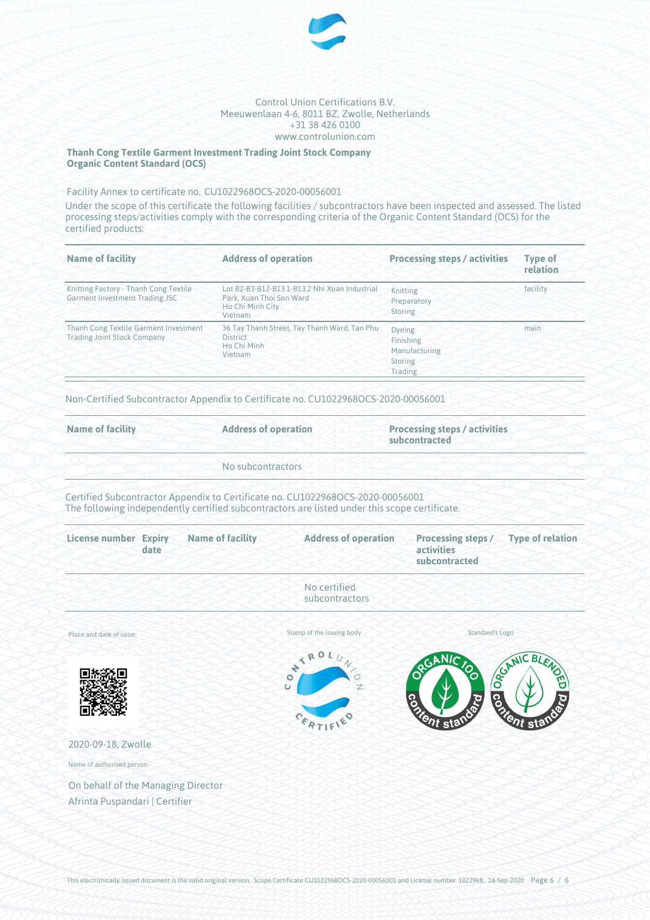Control Union Certifications B.V.
Meeuwenlaan 4-6, 8011 BZ, Zwolle, Netherlands
+31 38 426 0100
www.controlunion.com

**Thanh Cong Textile Garment Investment Trading Joint Stock Company**
**Organic Content Standard (OCS)**

Facility Annex to certificate no. CU1022968OCS-2020-00056001

Under the scope of this certificate the following facilities / subcontractors have been inspected and assessed. The listed processing steps/activities comply with the corresponding criteria of the Organic Content Standard (OCS) for the certified products:

| Name of facility | Address of operation | Processing steps / activities | Type of relation |
|---|---|---|---|
| Knitting Factory - Thanh Cong Textile Garment Investment Trading JSC | Lot B2-B3-B12-B13.1-B13.2 Nhi Xuan Industrial Park, Xuan Thoi Son Ward<br>Ho Chi Minh City<br>Vietnam | Knitting<br>Preparatory<br>Storing | facility |
| Thanh Cong Textile Garment Investment Trading Joint Stock Company | 36 Tay Thanh Street, Tay Thanh Ward, Tan Phu District<br>Ho Chi Minh<br>Vietnam | Dyeing<br>Finishing<br>Manufacturing<br>Storing<br>Trading | main |

Non-Certified Subcontractor Appendix to Certificate no. CU1022968OCS-2020-00056001

| Name of facility | Address of operation | Processing steps / activities subcontracted |
|---|---|---|
| | No subcontractors | |

Certified Subcontractor Appendix to Certificate no. CU1022968OCS-2020-00056001
The following independently certified subcontractors are listed under this scope certificate.

| License number | Expiry date | Name of facility | Address of operation | Processing steps / activities subcontracted | Type of relation |
|---|---|---|---|---|---|
| | | | No certified subcontractors | | |

Place and date of issue:

2020-09-18, Zwolle

Stamp of the issuing body

Standard's Logo

Name of authorised person:

On behalf of the Managing Director
Afrinta Puspandari | Certifier

This electronically issued document is the valid original version. Scope Certificate CU1022968OCS-2020-00056001 and License number 1022968, 18-Sep-2020